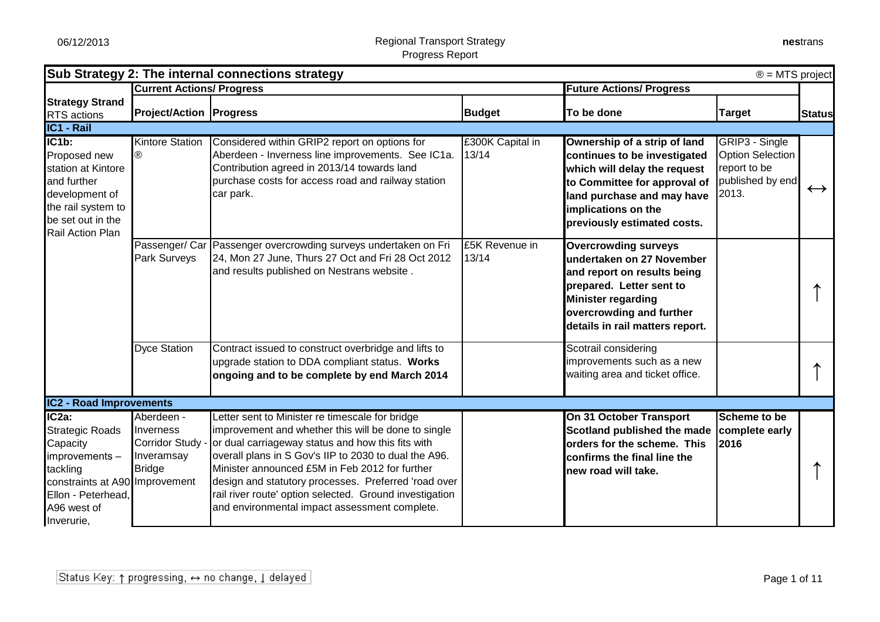## Sub Strategy 2: The internal connections strategy

® = MTS project

| Strategy Strand RTS actions | Current Actions/ Progress | | | Future Actions/ Progress | | Status |
|---|---|---|---|---|---|---|
| | **Project/Action** | **Progress** | **Budget** | **To be done** | **Target** | |
| **IC1 - Rail** | | | | | | |
| **IC1b:** Proposed new station at Kintore and further development of the rail system to be set out in the Rail Action Plan | Kintore Station ® | Considered within GRIP2 report on options for Aberdeen - Inverness line improvements. See IC1a. Contribution agreed in 2013/14 towards land purchase costs for access road and railway station car park. | £300K Capital in 13/14 | **Ownership of a strip of land continues to be investigated which will delay the request to Committee for approval of land purchase and may have implications on the previously estimated costs.** | GRIP3 - Single Option Selection report to be published by end 2013. | ↔ |
| | Passenger/ Car Park Surveys | Passenger overcrowding surveys undertaken on Fri 24, Mon 27 June, Thurs 27 Oct and Fri 28 Oct 2012 and results published on Nestrans website . | £5K Revenue in 13/14 | **Overcrowding surveys undertaken on 27 November and report on results being prepared. Letter sent to Minister regarding overcrowding and further details in rail matters report.** | | ↑ |
| | Dyce Station | Contract issued to construct overbridge and lifts to upgrade station to DDA compliant status. **Works ongoing and to be complete by end March 2014** | | Scotrail considering improvements such as a new waiting area and ticket office. | | ↑ |
| **IC2 - Road Improvements** | | | | | | |
| **IC2a:** Strategic Roads Capacity improvements – tackling constraints at A90 Ellon - Peterhead, A96 west of Inverurie, | Aberdeen - Inverness Corridor Study - Inveramsay Bridge Improvement | Letter sent to Minister re timescale for bridge improvement and whether this will be done to single or dual carriageway status and how this fits with overall plans in S Gov's IIP to 2030 to dual the A96. Minister announced £5M in Feb 2012 for further design and statutory processes. Preferred 'road over rail river route' option selected. Ground investigation and environmental impact assessment complete. | | **On 31 October Transport Scotland published the made orders for the scheme. This confirms the final line the new road will take.** | **Scheme to be complete early 2016** | ↑ |

Status Key: ↑ progressing, ↔ no change, ↓ delayed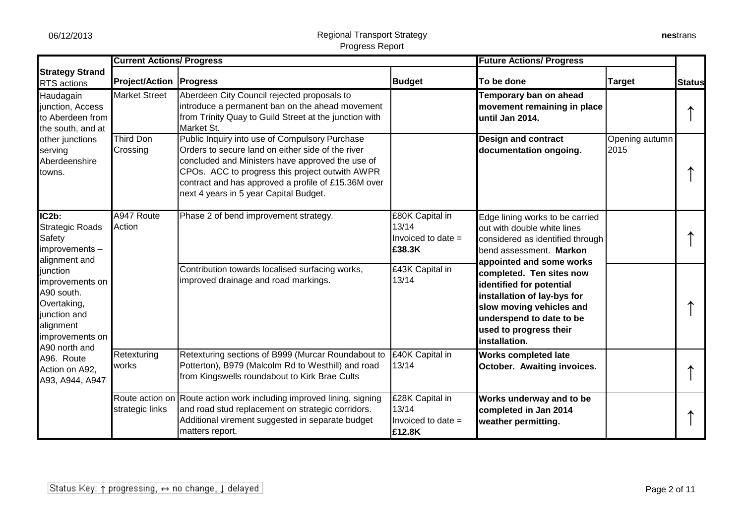| Strategy Strand RTS actions | Current Actions/ Progress | | | Future Actions/ Progress | | Status |
|---|---|---|---|---|---|---|
| | **Project/Action** | **Progress** | **Budget** | **To be done** | **Target** | |
| Haudagain junction, Access to Aberdeen from the south, and at other junctions serving Aberdeenshire towns. | Market Street | Aberdeen City Council rejected proposals to introduce a permanent ban on the ahead movement from Trinity Quay to Guild Street at the junction with Market St. | | **Temporary ban on ahead movement remaining in place until Jan 2014.** | | ↑ |
| | Third Don Crossing | Public Inquiry into use of Compulsory Purchase Orders to secure land on either side of the river concluded and Ministers have approved the use of CPOs. ACC to progress this project outwith AWPR contract and has approved a profile of £15.36M over next 4 years in 5 year Capital Budget. | | **Design and contract documentation ongoing.** | Opening autumn 2015 | ↑ |
| **IC2b:** Strategic Roads Safety improvements – alignment and junction improvements on A90 south. Overtaking, junction and alignment improvements on A90 north and A96. Route Action on A92, A93, A944, A947 | A947 Route Action | Phase 2 of bend improvement strategy. | £80K Capital in 13/14 Invoiced to date = **£38.3K** | Edge lining works to be carried out with double white lines considered as identified through bend assessment. **Markon appointed and some works completed. Ten sites now identified for potential installation of lay-bys for slow moving vehicles and underspend to date to be used to progress their installation.** | | ↑ |
| | | Contribution towards localised surfacing works, improved drainage and road markings. | £43K Capital in 13/14 | | | ↑ |
| | Retexturing works | Retexturing sections of B999 (Murcar Roundabout to Potterton), B979 (Malcolm Rd to Westhill) and road from Kingswells roundabout to Kirk Brae Cults | £40K Capital in 13/14 | **Works completed late October. Awaiting invoices.** | | ↑ |
| | Route action on strategic links | Route action work including improved lining, signing and road stud replacement on strategic corridors. Additional virement suggested in separate budget matters report. | £28K Capital in 13/14 Invoiced to date = **£12.8K** | **Works underway and to be completed in Jan 2014 weather permitting.** | | ↑ |

Status Key: ↑ progressing, ↔ no change, ↓ delayed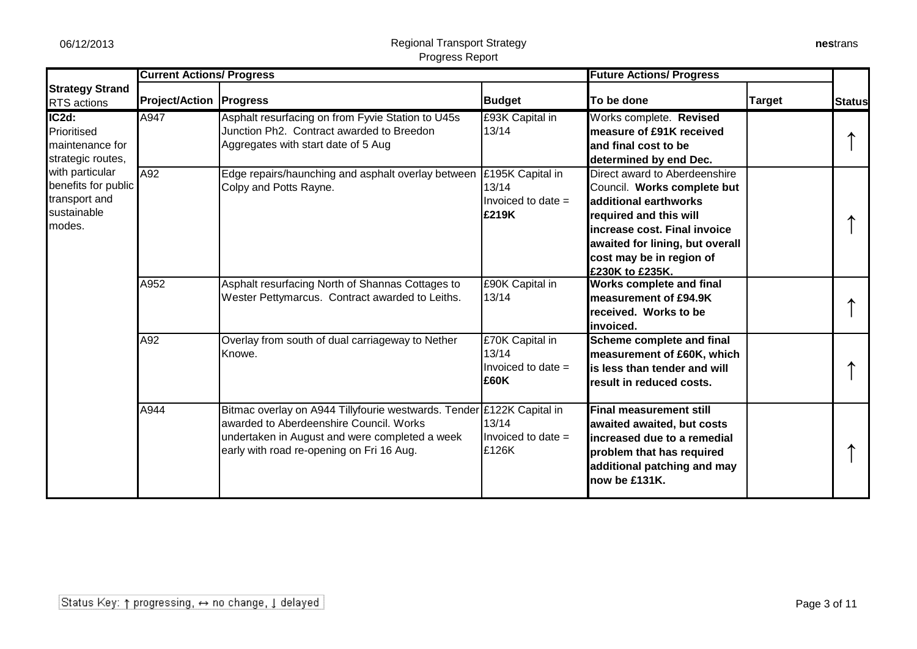| Strategy Strand RTS actions | Current Actions/ Progress | | | Future Actions/ Progress | | Status |
|---|---|---|---|---|---|---|
| | Project/Action | Progress | Budget | To be done | Target | |
| IC2d: Prioritised maintenance for strategic routes, with particular benefits for public transport and sustainable modes. | A947 | Asphalt resurfacing on from Fyvie Station to U45s Junction Ph2. Contract awarded to Breedon Aggregates with start date of 5 Aug | £93K Capital in 13/14 | Works complete. **Revised measure of £91K received and final cost to be determined by end Dec.** | | ↑ |
| | A92 | Edge repairs/haunching and asphalt overlay between Colpy and Potts Rayne. | £195K Capital in 13/14 Invoiced to date = **£219K** | Direct award to Aberdeenshire Council. **Works complete but additional earthworks required and this will increase cost. Final invoice awaited for lining, but overall cost may be in region of £230K to £235K.** | | ↑ |
| | A952 | Asphalt resurfacing North of Shannas Cottages to Wester Pettymarcus. Contract awarded to Leiths. | £90K Capital in 13/14 | **Works complete and final measurement of £94.9K received. Works to be invoiced.** | | ↑ |
| | A92 | Overlay from south of dual carriageway to Nether Knowe. | £70K Capital in 13/14 Invoiced to date = **£60K** | **Scheme complete and final measurement of £60K, which is less than tender and will result in reduced costs.** | | ↑ |
| | A944 | Bitmac overlay on A944 Tillyfourie westwards. Tender awarded to Aberdeenshire Council. Works undertaken in August and were completed a week early with road re-opening on Fri 16 Aug. | £122K Capital in 13/14 Invoiced to date = £126K | **Final measurement still awaited awaited, but costs increased due to a remedial problem that has required additional patching and may now be £131K.** | | ↑ |

Status Key: ↑ progressing, ↔ no change, ↓ delayed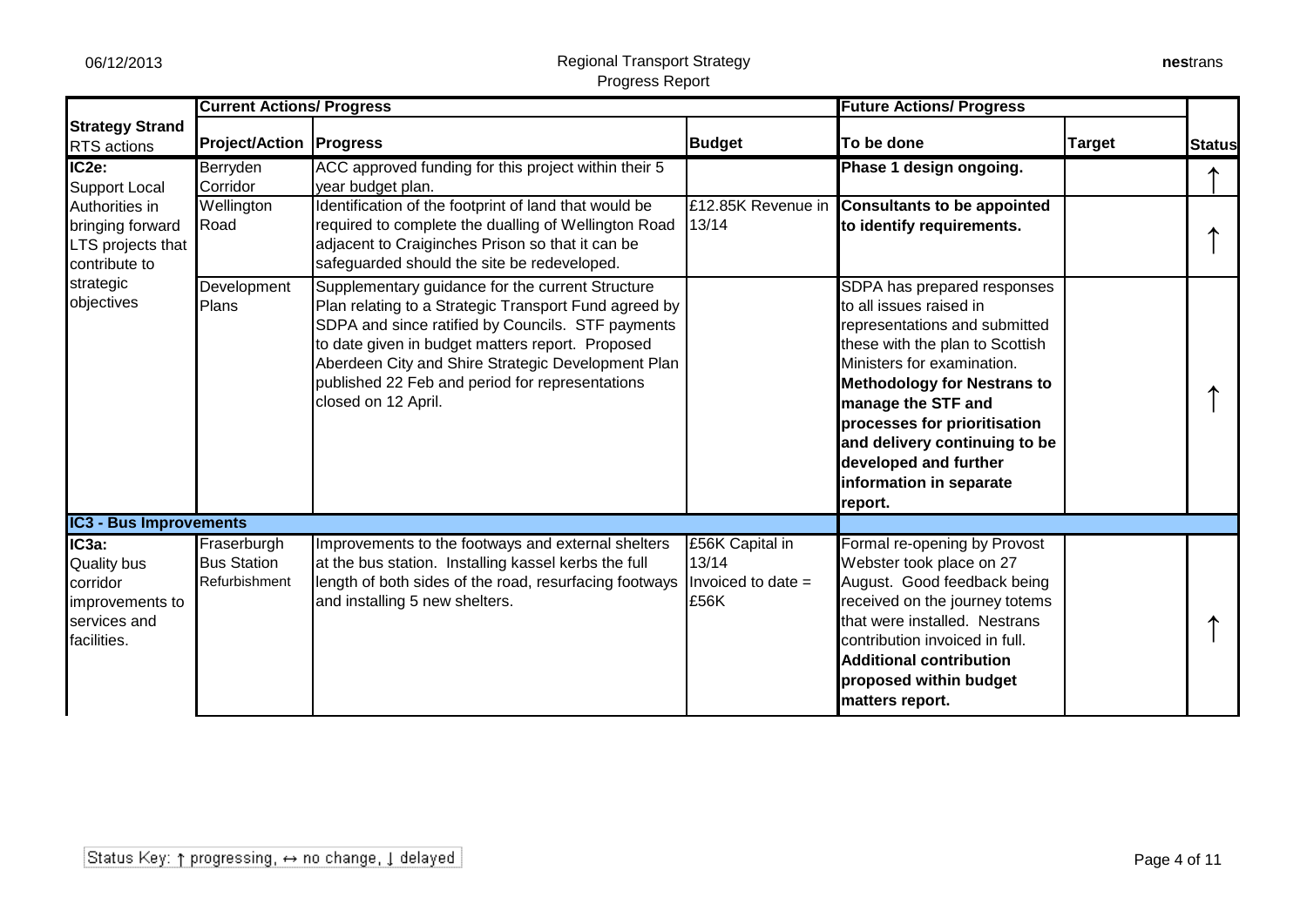| Strategy Strand RTS actions | Current Actions/ Progress | | | Future Actions/ Progress | | Status |
|---|---|---|---|---|---|---|
| | **Project/Action** | **Progress** | **Budget** | **To be done** | **Target** | |
| **IC2e:** Support Local Authorities in bringing forward LTS projects that contribute to strategic objectives | Berryden Corridor | ACC approved funding for this project within their 5 year budget plan. | | **Phase 1 design ongoing.** | | ↑ |
| | Wellington Road | Identification of the footprint of land that would be required to complete the dualling of Wellington Road adjacent to Craiginches Prison so that it can be safeguarded should the site be redeveloped. | £12.85K Revenue in 13/14 | **Consultants to be appointed to identify requirements.** | | ↑ |
| | Development Plans | Supplementary guidance for the current Structure Plan relating to a Strategic Transport Fund agreed by SDPA and since ratified by Councils. STF payments to date given in budget matters report. Proposed Aberdeen City and Shire Strategic Development Plan published 22 Feb and period for representations closed on 12 April. | | SDPA has prepared responses to all issues raised in representations and submitted these with the plan to Scottish Ministers for examination. **Methodology for Nestrans to manage the STF and processes for prioritisation and delivery continuing to be developed and further information in separate report.** | | ↑ |
| **IC3 - Bus Improvements** | | | | | | |
| **IC3a:** Quality bus corridor improvements to services and facilities. | Fraserburgh Bus Station Refurbishment | Improvements to the footways and external shelters at the bus station. Installing kassel kerbs the full length of both sides of the road, resurfacing footways and installing 5 new shelters. | £56K Capital in 13/14 Invoiced to date = £56K | Formal re-opening by Provost Webster took place on 27 August. Good feedback being received on the journey totems that were installed. Nestrans contribution invoiced in full. **Additional contribution proposed within budget matters report.** | | ↑ |

Status Key: ↑ progressing, ↔ no change, ↓ delayed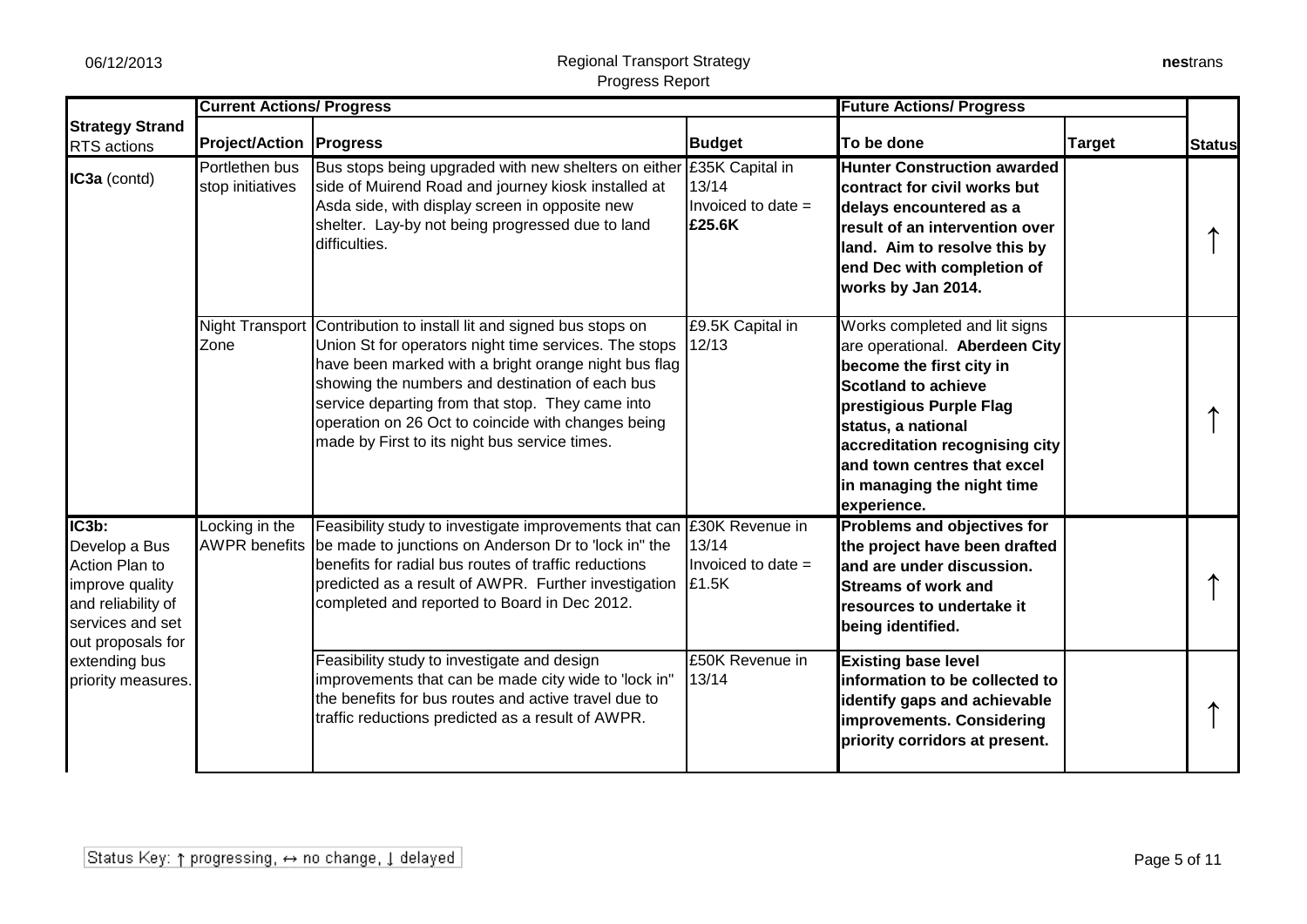| Strategy Strand RTS actions | Current Actions/ Progress | | | Future Actions/ Progress | | Status |
|---|---|---|---|---|---|---|
| | Project/Action | Progress | Budget | To be done | Target | |
| **IC3a** (contd) | Portlethen bus stop initiatives | Bus stops being upgraded with new shelters on either side of Muirend Road and journey kiosk installed at Asda side, with display screen in opposite new shelter. Lay-by not being progressed due to land difficulties. | £35K Capital in 13/14 Invoiced to date = **£25.6K** | **Hunter Construction awarded contract for civil works but delays encountered as a result of an intervention over land. Aim to resolve this by end Dec with completion of works by Jan 2014.** | | ↑ |
| | Night Transport Zone | Contribution to install lit and signed bus stops on Union St for operators night time services. The stops have been marked with a bright orange night bus flag showing the numbers and destination of each bus service departing from that stop. They came into operation on 26 Oct to coincide with changes being made by First to its night bus service times. | £9.5K Capital in 12/13 | Works completed and lit signs are operational. **Aberdeen City become the first city in Scotland to achieve prestigious Purple Flag status, a national accreditation recognising city and town centres that excel in managing the night time experience.** | | ↑ |
| **IC3b:** Develop a Bus Action Plan to improve quality and reliability of services and set out proposals for extending bus priority measures. | Locking in the AWPR benefits | Feasibility study to investigate improvements that can be made to junctions on Anderson Dr to 'lock in" the benefits for radial bus routes of traffic reductions predicted as a result of AWPR. Further investigation completed and reported to Board in Dec 2012. | £30K Revenue in 13/14 Invoiced to date = £1.5K | **Problems and objectives for the project have been drafted and are under discussion. Streams of work and resources to undertake it being identified.** | | ↑ |
| | | Feasibility study to investigate and design improvements that can be made city wide to 'lock in" the benefits for bus routes and active travel due to traffic reductions predicted as a result of AWPR. | £50K Revenue in 13/14 | **Existing base level information to be collected to identify gaps and achievable improvements. Considering priority corridors at present.** | | ↑ |

Status Key: ↑ progressing, ↔ no change, ↓ delayed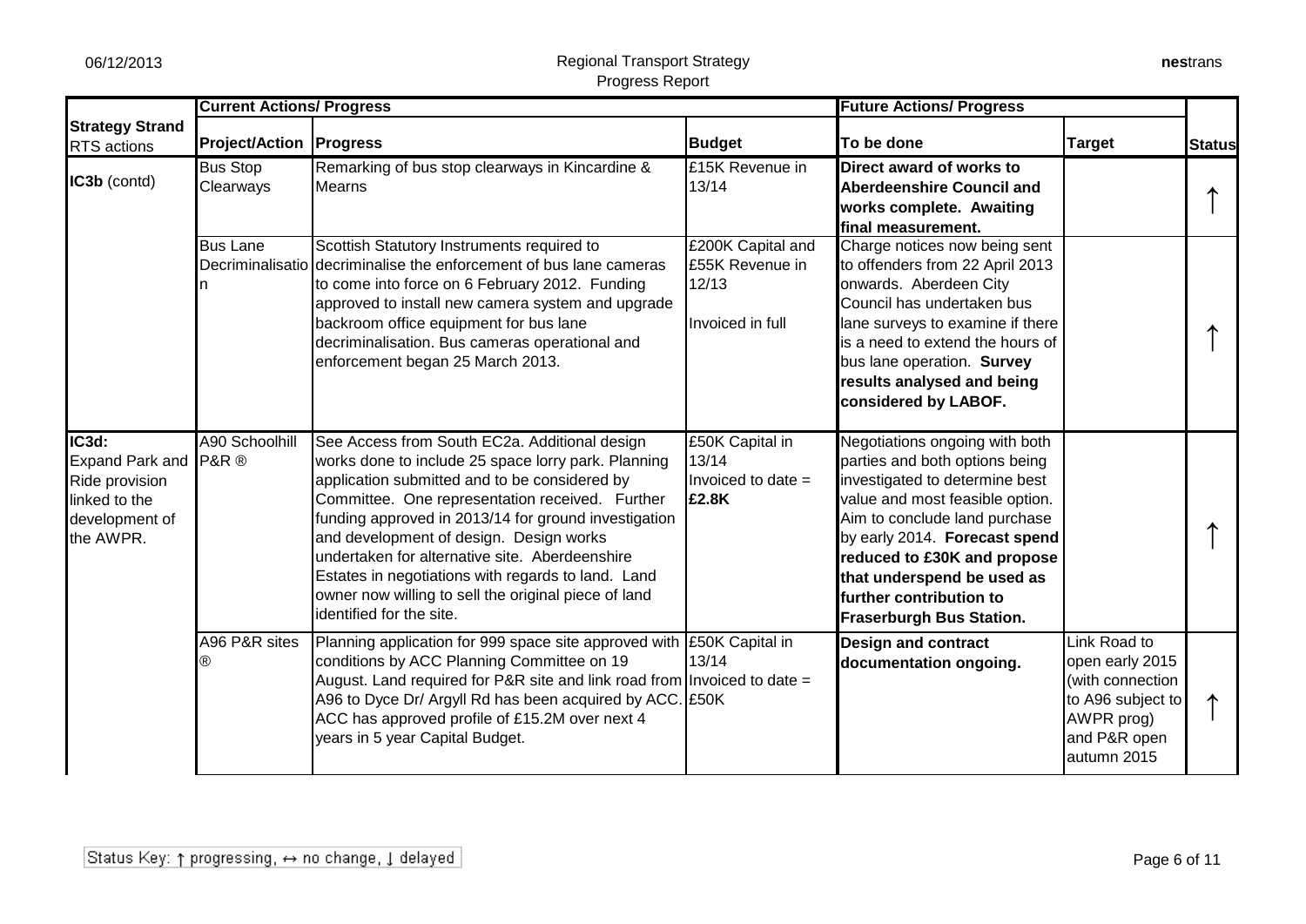| Strategy Strand RTS actions | Current Actions/ Progress | | | Future Actions/ Progress | | Status |
|---|---|---|---|---|---|---|
| | **Project/Action** | **Progress** | **Budget** | **To be done** | **Target** | |
| **IC3b** (contd) | Bus Stop Clearways | Remarking of bus stop clearways in Kincardine & Mearns | £15K Revenue in 13/14 | **Direct award of works to Aberdeenshire Council and works complete. Awaiting final measurement.** | | ↑ |
| | Bus Lane Decriminalisation | Scottish Statutory Instruments required to decriminalise the enforcement of bus lane cameras to come into force on 6 February 2012. Funding approved to install new camera system and upgrade backroom office equipment for bus lane decriminalisation. Bus cameras operational and enforcement began 25 March 2013. | £200K Capital and £55K Revenue in 12/13<br><br>Invoiced in full | Charge notices now being sent to offenders from 22 April 2013 onwards. Aberdeen City Council has undertaken bus lane surveys to examine if there is a need to extend the hours of bus lane operation. **Survey results analysed and being considered by LABOF.** | | ↑ |
| **IC3d:** Expand Park and Ride provision linked to the development of the AWPR. | A90 Schoolhill P&R ® | See Access from South EC2a. Additional design works done to include 25 space lorry park. Planning application submitted and to be considered by Committee. One representation received. Further funding approved in 2013/14 for ground investigation and development of design. Design works undertaken for alternative site. Aberdeenshire Estates in negotiations with regards to land. Land owner now willing to sell the original piece of land identified for the site. | £50K Capital in 13/14<br>Invoiced to date = **£2.8K** | Negotiations ongoing with both parties and both options being investigated to determine best value and most feasible option. Aim to conclude land purchase by early 2014. **Forecast spend reduced to £30K and propose that underspend be used as further contribution to Fraserburgh Bus Station.** | | ↑ |
| | A96 P&R sites ® | Planning application for 999 space site approved with conditions by ACC Planning Committee on 19 August. Land required for P&R site and link road from A96 to Dyce Dr/ Argyll Rd has been acquired by ACC. ACC has approved profile of £15.2M over next 4 years in 5 year Capital Budget. | £50K Capital in 13/14<br>Invoiced to date = £50K | **Design and contract documentation ongoing.** | Link Road to open early 2015 (with connection to A96 subject to AWPR prog) and P&R open autumn 2015 | ↑ |

Status Key: ↑ progressing, ↔ no change, ↓ delayed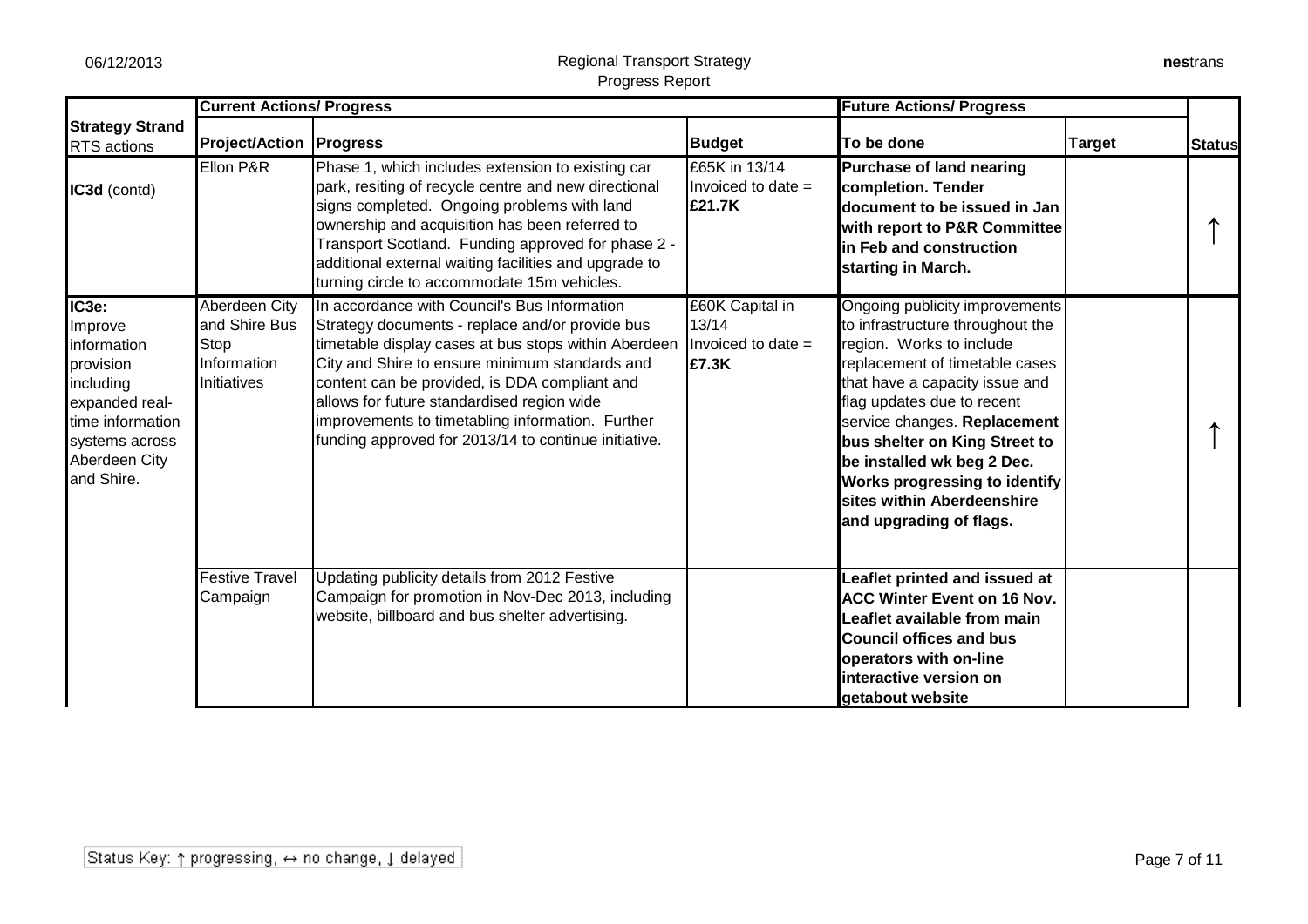| Strategy Strand RTS actions | Current Actions/ Progress | | | Future Actions/ Progress | | Status |
|---|---|---|---|---|---|---|
| | **Project/Action** | **Progress** | **Budget** | **To be done** | **Target** | |
| **IC3d** (contd) | Ellon P&R | Phase 1, which includes extension to existing car park, resiting of recycle centre and new directional signs completed. Ongoing problems with land ownership and acquisition has been referred to Transport Scotland. Funding approved for phase 2 - additional external waiting facilities and upgrade to turning circle to accommodate 15m vehicles. | £65K in 13/14 Invoiced to date = **£21.7K** | **Purchase of land nearing completion. Tender document to be issued in Jan with report to P&R Committee in Feb and construction starting in March.** | | ↑ |
| **IC3e:** Improve information provision including expanded real-time information systems across Aberdeen City and Shire. | Aberdeen City and Shire Bus Stop Information Initiatives | In accordance with Council's Bus Information Strategy documents - replace and/or provide bus timetable display cases at bus stops within Aberdeen City and Shire to ensure minimum standards and content can be provided, is DDA compliant and allows for future standardised region wide improvements to timetabling information. Further funding approved for 2013/14 to continue initiative. | £60K Capital in 13/14 Invoiced to date = **£7.3K** | Ongoing publicity improvements to infrastructure throughout the region. Works to include replacement of timetable cases that have a capacity issue and flag updates due to recent service changes. **Replacement bus shelter on King Street to be installed wk beg 2 Dec. Works progressing to identify sites within Aberdeenshire and upgrading of flags.** | | ↑ |
| | Festive Travel Campaign | Updating publicity details from 2012 Festive Campaign for promotion in Nov-Dec 2013, including website, billboard and bus shelter advertising. | | **Leaflet printed and issued at ACC Winter Event on 16 Nov. Leaflet available from main Council offices and bus operators with on-line interactive version on getabout website** | | |

Status Key: ↑ progressing, ↔ no change, ↓ delayed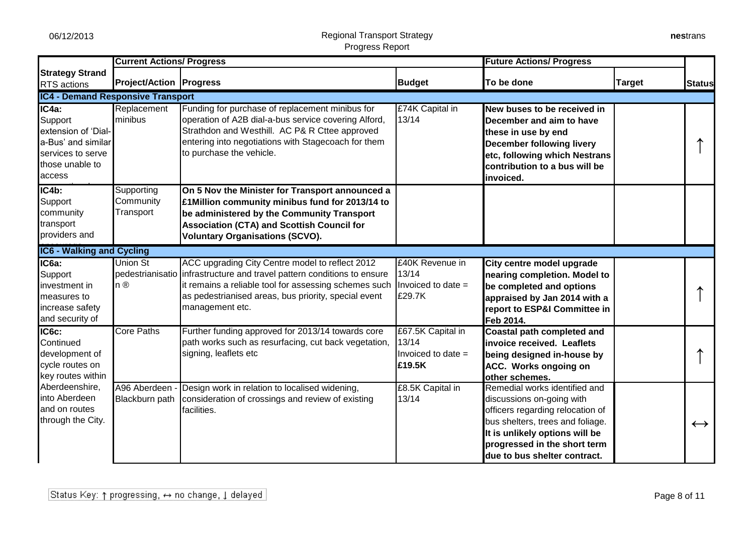Regional Transport Strategy
Progress Report

| Strategy Strand RTS actions | Current Actions/ Progress | | | Future Actions/ Progress | | Status |
|---|---|---|---|---|---|---|
| | **Project/Action** | **Progress** | **Budget** | **To be done** | **Target** | |
| **IC4 - Demand Responsive Transport** | | | | | | |
| **IC4a:** Support extension of 'Dial-a-Bus' and similar services to serve those unable to access | Replacement minibus | Funding for purchase of replacement minibus for operation of A2B dial-a-bus service covering Alford, Strathdon and Westhill. AC P& R Cttee approved entering into negotiations with Stagecoach for them to purchase the vehicle. | £74K Capital in 13/14 | **New buses to be received in December and aim to have these in use by end December following livery etc, following which Nestrans contribution to a bus will be invoiced.** | | ↑ |
| **IC4b:** Support community transport providers and | Supporting Community Transport | **On 5 Nov the Minister for Transport announced a £1Million community minibus fund for 2013/14 to be administered by the Community Transport Association (CTA) and Scottish Council for Voluntary Organisations (SCVO).** | | | | |
| **IC6 - Walking and Cycling** | | | | | | |
| **IC6a:** Support investment in measures to increase safety and security of | Union St pedestrianisation ® | ACC upgrading City Centre model to reflect 2012 infrastructure and travel pattern conditions to ensure it remains a reliable tool for assessing schemes such as pedestrianised areas, bus priority, special event management etc. | £40K Revenue in 13/14 Invoiced to date = £29.7K | **City centre model upgrade nearing completion. Model to be completed and options appraised by Jan 2014 with a report to ESP&I Committee in Feb 2014.** | | ↑ |
| **IC6c:** Continued development of cycle routes on key routes within Aberdeenshire, into Aberdeen and on routes through the City. | Core Paths | Further funding approved for 2013/14 towards core path works such as resurfacing, cut back vegetation, signing, leaflets etc | £67.5K Capital in 13/14 Invoiced to date = **£19.5K** | **Coastal path completed and invoice received. Leaflets being designed in-house by ACC. Works ongoing on other schemes.** | | ↑ |
| | A96 Aberdeen - Blackburn path | Design work in relation to localised widening, consideration of crossings and review of existing facilities. | £8.5K Capital in 13/14 | Remedial works identified and discussions on-going with officers regarding relocation of bus shelters, trees and foliage. **It is unlikely options will be progressed in the short term due to bus shelter contract.** | | ↔ |

Status Key: ↑ progressing, ↔ no change, ↓ delayed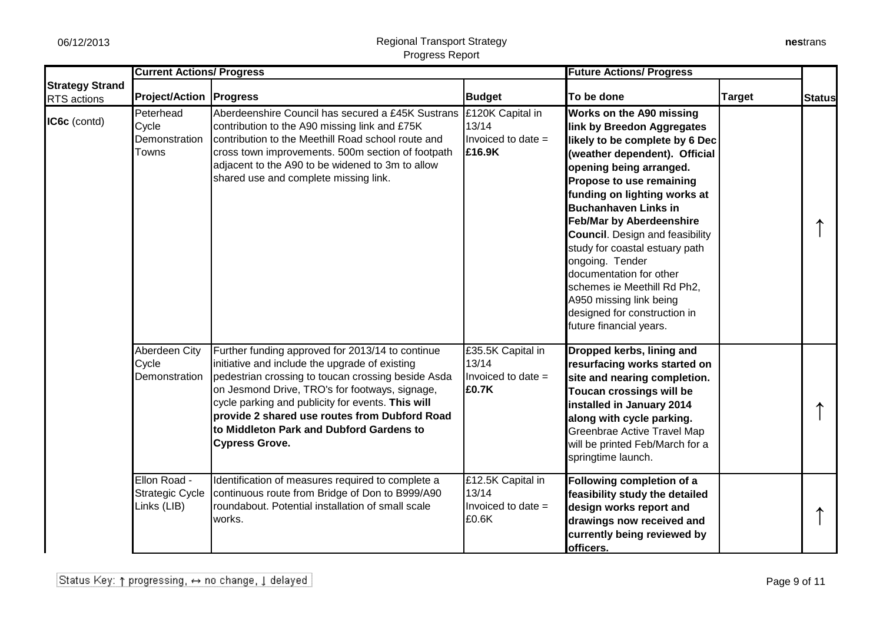| Strategy Strand RTS actions | Current Actions/ Progress | | | Future Actions/ Progress | | Status |
|---|---|---|---|---|---|---|
| | **Project/Action** | **Progress** | **Budget** | **To be done** | **Target** | |
| **IC6c** (contd) | Peterhead Cycle Demonstration Towns | Aberdeenshire Council has secured a £45K Sustrans contribution to the A90 missing link and £75K contribution to the Meethill Road school route and cross town improvements. 500m section of footpath adjacent to the A90 to be widened to 3m to allow shared use and complete missing link. | £120K Capital in 13/14 Invoiced to date = **£16.9K** | **Works on the A90 missing link by Breedon Aggregates likely to be complete by 6 Dec (weather dependent). Official opening being arranged. Propose to use remaining funding on lighting works at Buchanhaven Links in Feb/Mar by Aberdeenshire Council**. Design and feasibility study for coastal estuary path ongoing. Tender documentation for other schemes ie Meethill Rd Ph2, A950 missing link being designed for construction in future financial years. | | ↑ |
| | Aberdeen City Cycle Demonstration | Further funding approved for 2013/14 to continue initiative and include the upgrade of existing pedestrian crossing to toucan crossing beside Asda on Jesmond Drive, TRO's for footways, signage, cycle parking and publicity for events. **This will provide 2 shared use routes from Dubford Road to Middleton Park and Dubford Gardens to Cypress Grove.** | £35.5K Capital in 13/14 Invoiced to date = **£0.7K** | **Dropped kerbs, lining and resurfacing works started on site and nearing completion. Toucan crossings will be installed in January 2014 along with cycle parking.** Greenbrae Active Travel Map will be printed Feb/March for a springtime launch. | | ↑ |
| | Ellon Road - Strategic Cycle Links (LIB) | Identification of measures required to complete a continuous route from Bridge of Don to B999/A90 roundabout. Potential installation of small scale works. | £12.5K Capital in 13/14 Invoiced to date = £0.6K | **Following completion of a feasibility study the detailed design works report and drawings now received and currently being reviewed by officers.** | | ↑ |

Status Key: ↑ progressing, ↔ no change, ↓ delayed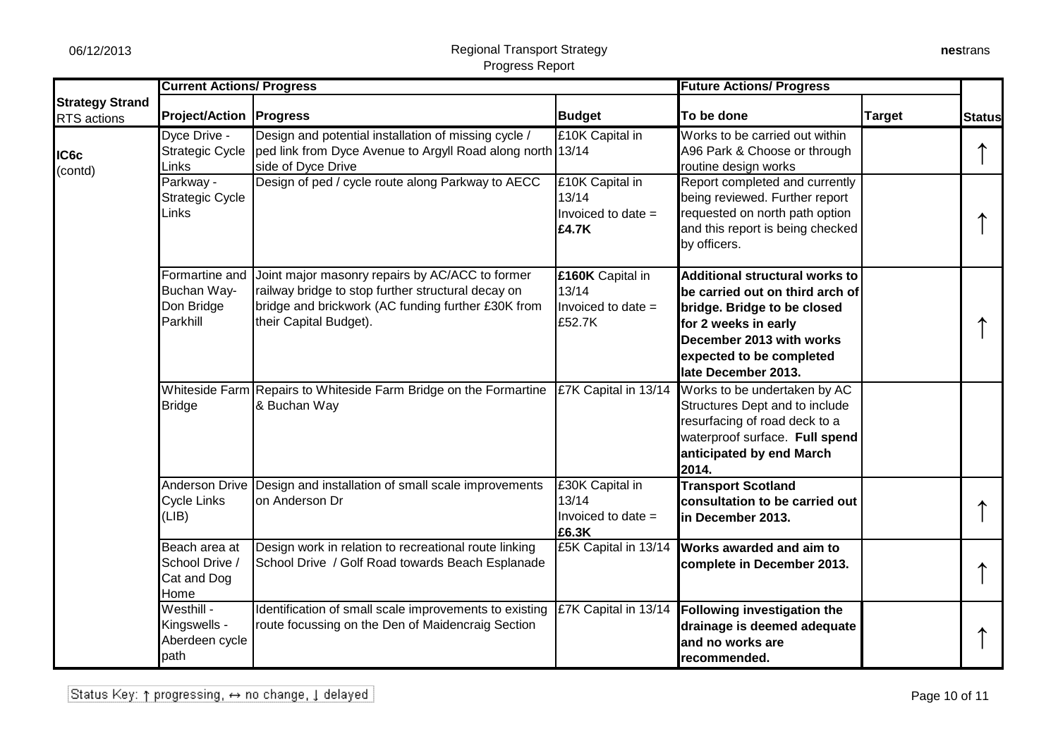| Strategy Strand RTS actions | Current Actions/ Progress | | | Future Actions/ Progress | | |
|---|---|---|---|---|---|---|
| | **Project/Action** | **Progress** | **Budget** | **To be done** | **Target** | **Status** |
| **IC6c** (contd) | Dyce Drive - Strategic Cycle Links | Design and potential installation of missing cycle / ped link from Dyce Avenue to Argyll Road along north side of Dyce Drive | £10K Capital in 13/14 | Works to be carried out within A96 Park & Choose or through routine design works | | ↑ |
| | Parkway - Strategic Cycle Links | Design of ped / cycle route along Parkway to AECC | £10K Capital in 13/14 Invoiced to date = **£4.7K** | Report completed and currently being reviewed. Further report requested on north path option and this report is being checked by officers. | | ↑ |
| | Formartine and Buchan Way- Don Bridge Parkhill | Joint major masonry repairs by AC/ACC to former railway bridge to stop further structural decay on bridge and brickwork (AC funding further £30K from their Capital Budget). | **£160K** Capital in 13/14 Invoiced to date = £52.7K | **Additional structural works to be carried out on third arch of bridge. Bridge to be closed for 2 weeks in early December 2013 with works expected to be completed late December 2013.** | | ↑ |
| | Whiteside Farm Bridge | Repairs to Whiteside Farm Bridge on the Formartine & Buchan Way | £7K Capital in 13/14 | Works to be undertaken by AC Structures Dept and to include resurfacing of road deck to a waterproof surface. **Full spend anticipated by end March 2014.** | | |
| | Anderson Drive Cycle Links (LIB) | Design and installation of small scale improvements on Anderson Dr | £30K Capital in 13/14 Invoiced to date = **£6.3K** | **Transport Scotland consultation to be carried out in December 2013.** | | ↑ |
| | Beach area at School Drive / Cat and Dog Home | Design work in relation to recreational route linking School Drive / Golf Road towards Beach Esplanade | £5K Capital in 13/14 | **Works awarded and aim to complete in December 2013.** | | ↑ |
| | Westhill - Kingswells - Aberdeen cycle path | Identification of small scale improvements to existing route focussing on the Den of Maidencraig Section | £7K Capital in 13/14 | **Following investigation the drainage is deemed adequate and no works are recommended.** | | ↑ |

Status Key: ↑ progressing, ↔ no change, ↓ delayed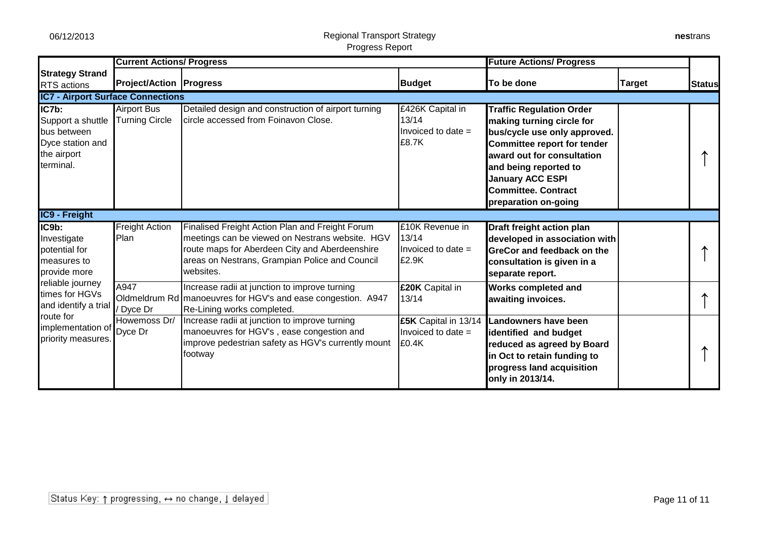| Strategy Strand RTS actions | Current Actions/ Progress | | | Future Actions/ Progress | | Status |
|---|---|---|---|---|---|---|
| | Project/Action | Progress | Budget | To be done | Target | |
| **IC7 - Airport Surface Connections** | | | | | | |
| **IC7b:** Support a shuttle bus between Dyce station and the airport terminal. | Airport Bus Turning Circle | Detailed design and construction of airport turning circle accessed from Foinavon Close. | £426K Capital in 13/14 Invoiced to date = £8.7K | **Traffic Regulation Order making turning circle for bus/cycle use only approved. Committee report for tender award out for consultation and being reported to January ACC ESPI Committee. Contract preparation on-going** | | ↑ |
| **IC9 - Freight** | | | | | | |
| **IC9b:** Investigate potential for measures to provide more reliable journey times for HGVs and identify a trial route for implementation of priority measures. | Freight Action Plan | Finalised Freight Action Plan and Freight Forum meetings can be viewed on Nestrans website. HGV route maps for Aberdeen City and Aberdeenshire areas on Nestrans, Grampian Police and Council websites. | £10K Revenue in 13/14 Invoiced to date = £2.9K | **Draft freight action plan developed in association with GreCor and feedback on the consultation is given in a separate report.** | | ↑ |
| | A947 Oldmeldrum Rd / Dyce Dr | Increase radii at junction to improve turning manoeuvres for HGV's and ease congestion. A947 Re-Lining works completed. | **£20K** Capital in 13/14 | **Works completed and awaiting invoices.** | | ↑ |
| | Howemoss Dr/ Dyce Dr | Increase radii at junction to improve turning manoeuvres for HGV's , ease congestion and improve pedestrian safety as HGV's currently mount footway | **£5K** Capital in 13/14 Invoiced to date = £0.4K | **Landowners have been identified and budget reduced as agreed by Board in Oct to retain funding to progress land acquisition only in 2013/14.** | | ↑ |

Status Key: ↑ progressing, ↔ no change, ↓ delayed